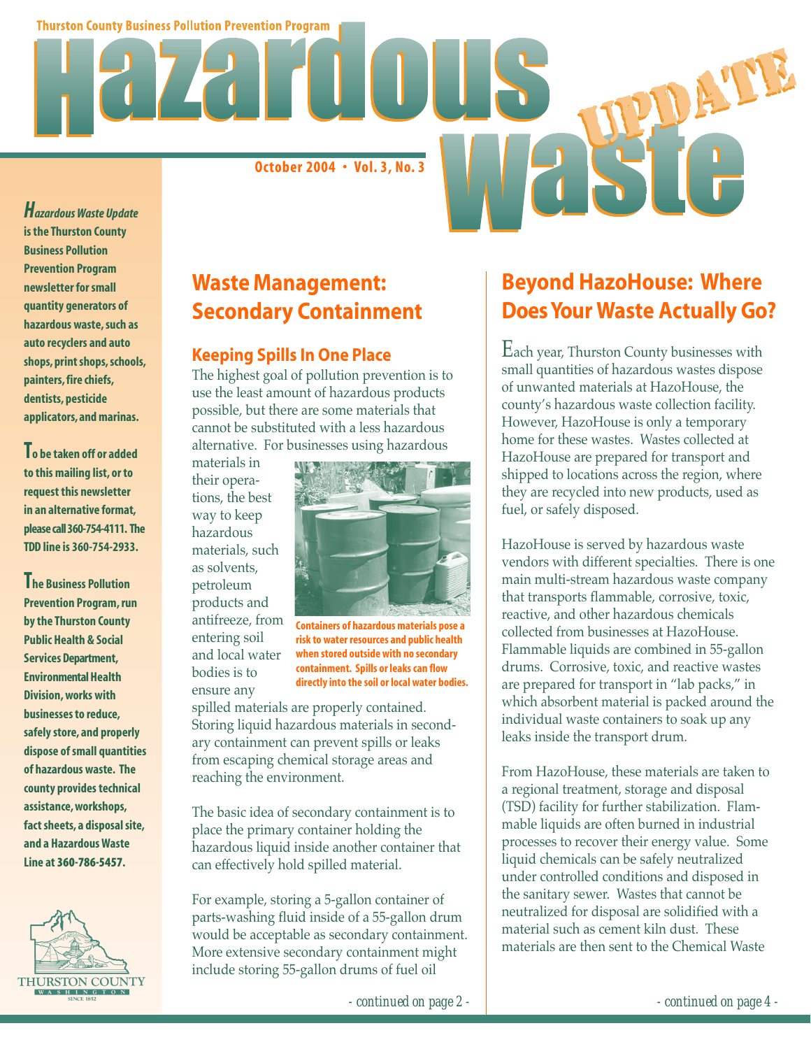Thurston County Business Pollution Prevention Program

# Hazardous Waste UPDATE

October 2004 • Vol. 3, No. 3

***Hazardous Waste Update*** **is the Thurston County Business Pollution Prevention Program newsletter for small quantity generators of hazardous waste, such as auto recyclers and auto shops, print shops, schools, painters, fire chiefs, dentists, pesticide applicators, and marinas.**

**To be taken off or added to this mailing list, or to request this newsletter in an alternative format, please call 360-754-4111. The TDD line is 360-754-2933.**

**The Business Pollution Prevention Program, run by the Thurston County Public Health & Social Services Department, Environmental Health Division, works with businesses to reduce, safely store, and properly dispose of small quantities of hazardous waste. The county provides technical assistance, workshops, fact sheets, a disposal site, and a Hazardous Waste Line at 360-786-5457.**

THURSTON COUNTY WASHINGTON SINCE 1852

## Waste Management: Secondary Containment

### Keeping Spills In One Place

The highest goal of pollution prevention is to use the least amount of hazardous products possible, but there are some materials that cannot be substituted with a less hazardous alternative. For businesses using hazardous materials in their operations, the best way to keep hazardous materials, such as solvents, petroleum products and antifreeze, from entering soil and local water bodies is to ensure any spilled materials are properly contained. Storing liquid hazardous materials in secondary containment can prevent spills or leaks from escaping chemical storage areas and reaching the environment.

**Containers of hazardous materials pose a risk to water resources and public health when stored outside with no secondary containment. Spills or leaks can flow directly into the soil or local water bodies.**

The basic idea of secondary containment is to place the primary container holding the hazardous liquid inside another container that can effectively hold spilled material.

For example, storing a 5-gallon container of parts-washing fluid inside of a 55-gallon drum would be acceptable as secondary containment. More extensive secondary containment might include storing 55-gallon drums of fuel oil

*- continued on page 2 -*

## Beyond HazoHouse: Where Does Your Waste Actually Go?

Each year, Thurston County businesses with small quantities of hazardous wastes dispose of unwanted materials at HazoHouse, the county's hazardous waste collection facility. However, HazoHouse is only a temporary home for these wastes. Wastes collected at HazoHouse are prepared for transport and shipped to locations across the region, where they are recycled into new products, used as fuel, or safely disposed.

HazoHouse is served by hazardous waste vendors with different specialties. There is one main multi-stream hazardous waste company that transports flammable, corrosive, toxic, reactive, and other hazardous chemicals collected from businesses at HazoHouse. Flammable liquids are combined in 55-gallon drums. Corrosive, toxic, and reactive wastes are prepared for transport in "lab packs," in which absorbent material is packed around the individual waste containers to soak up any leaks inside the transport drum.

From HazoHouse, these materials are taken to a regional treatment, storage and disposal (TSD) facility for further stabilization. Flammable liquids are often burned in industrial processes to recover their energy value. Some liquid chemicals can be safely neutralized under controlled conditions and disposed in the sanitary sewer. Wastes that cannot be neutralized for disposal are solidified with a material such as cement kiln dust. These materials are then sent to the Chemical Waste

*- continued on page 4 -*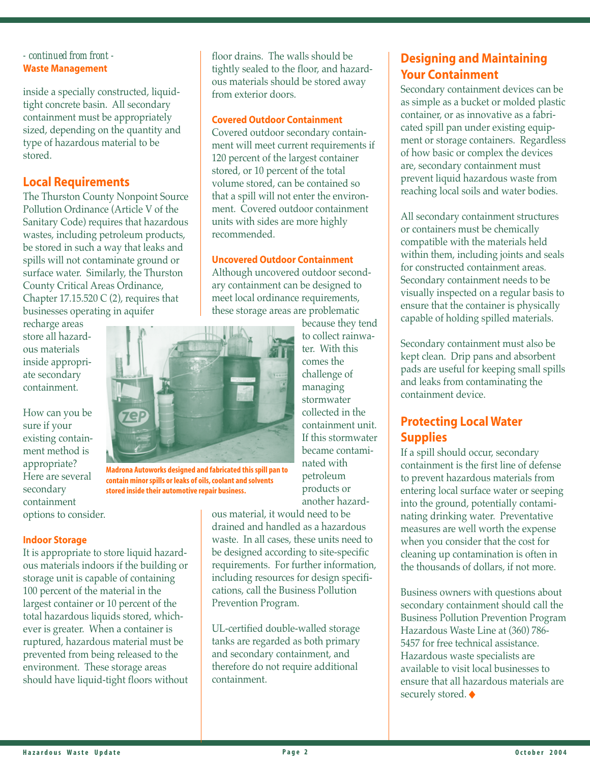*- continued from front -*
**Waste Management**

inside a specially constructed, liquid-tight concrete basin. All secondary containment must be appropriately sized, depending on the quantity and type of hazardous material to be stored.

## Local Requirements

The Thurston County Nonpoint Source Pollution Ordinance (Article V of the Sanitary Code) requires that hazardous wastes, including petroleum products, be stored in such a way that leaks and spills will not contaminate ground or surface water. Similarly, the Thurston County Critical Areas Ordinance, Chapter 17.15.520 C (2), requires that businesses operating in aquifer recharge areas store all hazardous materials inside appropriate secondary containment.

How can you be sure if your existing containment method is appropriate? Here are several secondary containment options to consider.

### Indoor Storage

It is appropriate to store liquid hazardous materials indoors if the building or storage unit is capable of containing 100 percent of the material in the largest container or 10 percent of the total hazardous liquids stored, whichever is greater. When a container is ruptured, hazardous material must be prevented from being released to the environment. These storage areas should have liquid-tight floors without floor drains. The walls should be tightly sealed to the floor, and hazardous materials should be stored away from exterior doors.

### Covered Outdoor Containment

Covered outdoor secondary containment will meet current requirements if 120 percent of the largest container stored, or 10 percent of the total volume stored, can be contained so that a spill will not enter the environment. Covered outdoor containment units with sides are more highly recommended.

### Uncovered Outdoor Containment

Although uncovered outdoor secondary containment can be designed to meet local ordinance requirements, these storage areas are problematic because they tend to collect rainwater. With this comes the challenge of managing stormwater collected in the containment unit. If this stormwater became contaminated with petroleum products or another hazardous material, it would need to be drained and handled as a hazardous waste. In all cases, these units need to be designed according to site-specific requirements. For further information, including resources for design specifications, call the Business Pollution Prevention Program.

Madrona Autoworks designed and fabricated this spill pan to contain minor spills or leaks of oils, coolant and solvents stored inside their automotive repair business.

UL-certified double-walled storage tanks are regarded as both primary and secondary containment, and therefore do not require additional containment.

## Designing and Maintaining Your Containment

Secondary containment devices can be as simple as a bucket or molded plastic container, or as innovative as a fabricated spill pan under existing equipment or storage containers. Regardless of how basic or complex the devices are, secondary containment must prevent liquid hazardous waste from reaching local soils and water bodies.

All secondary containment structures or containers must be chemically compatible with the materials held within them, including joints and seals for constructed containment areas. Secondary containment needs to be visually inspected on a regular basis to ensure that the container is physically capable of holding spilled materials.

Secondary containment must also be kept clean. Drip pans and absorbent pads are useful for keeping small spills and leaks from contaminating the containment device.

## Protecting Local Water Supplies

If a spill should occur, secondary containment is the first line of defense to prevent hazardous materials from entering local surface water or seeping into the ground, potentially contaminating drinking water. Preventative measures are well worth the expense when you consider that the cost for cleaning up contamination is often in the thousands of dollars, if not more.

Business owners with questions about secondary containment should call the Business Pollution Prevention Program Hazardous Waste Line at (360) 786-5457 for free technical assistance. Hazardous waste specialists are available to visit local businesses to ensure that all hazardous materials are securely stored. ♦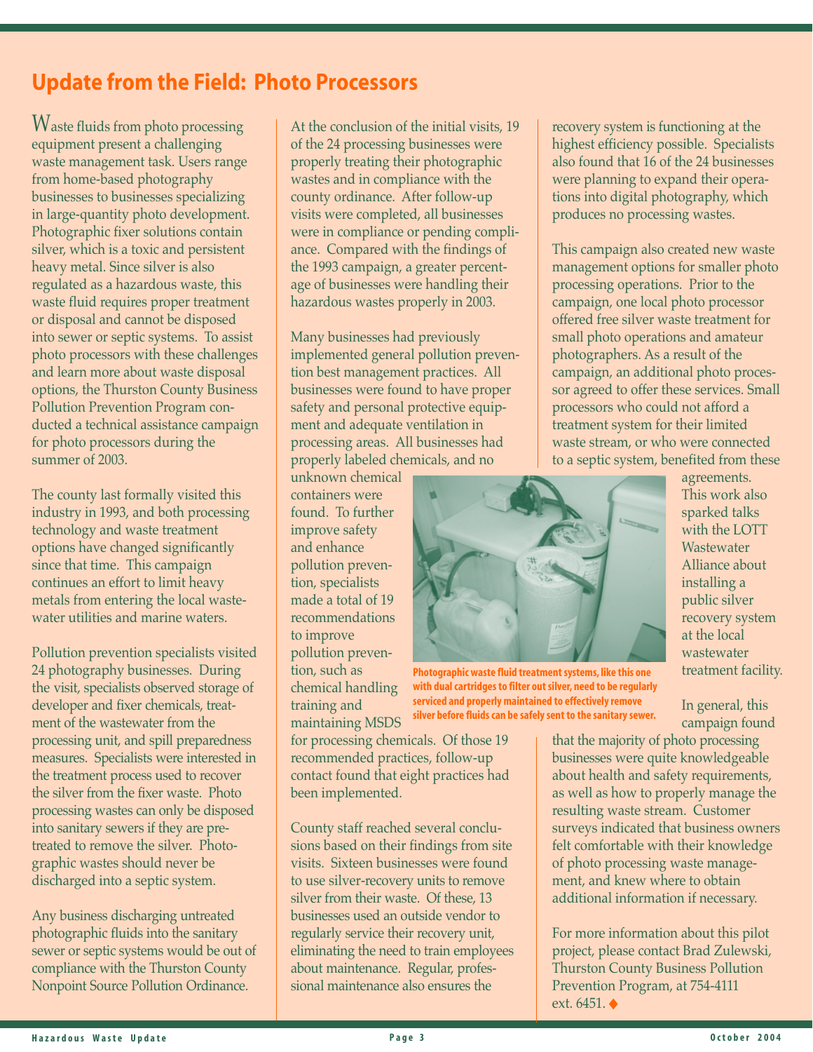## Update from the Field: Photo Processors

Waste fluids from photo processing equipment present a challenging waste management task. Users range from home-based photography businesses to businesses specializing in large-quantity photo development. Photographic fixer solutions contain silver, which is a toxic and persistent heavy metal. Since silver is also regulated as a hazardous waste, this waste fluid requires proper treatment or disposal and cannot be disposed into sewer or septic systems. To assist photo processors with these challenges and learn more about waste disposal options, the Thurston County Business Pollution Prevention Program conducted a technical assistance campaign for photo processors during the summer of 2003.

The county last formally visited this industry in 1993, and both processing technology and waste treatment options have changed significantly since that time. This campaign continues an effort to limit heavy metals from entering the local wastewater utilities and marine waters.

Pollution prevention specialists visited 24 photography businesses. During the visit, specialists observed storage of developer and fixer chemicals, treatment of the wastewater from the processing unit, and spill preparedness measures. Specialists were interested in the treatment process used to recover the silver from the fixer waste. Photo processing wastes can only be disposed into sanitary sewers if they are pretreated to remove the silver. Photographic wastes should never be discharged into a septic system.

Any business discharging untreated photographic fluids into the sanitary sewer or septic systems would be out of compliance with the Thurston County Nonpoint Source Pollution Ordinance.

At the conclusion of the initial visits, 19 of the 24 processing businesses were properly treating their photographic wastes and in compliance with the county ordinance. After follow-up visits were completed, all businesses were in compliance or pending compliance. Compared with the findings of the 1993 campaign, a greater percentage of businesses were handling their hazardous wastes properly in 2003.

Many businesses had previously implemented general pollution prevention best management practices. All businesses were found to have proper safety and personal protective equipment and adequate ventilation in processing areas. All businesses had properly labeled chemicals, and no unknown chemical containers were found. To further improve safety and enhance pollution prevention, specialists made a total of 19 recommendations to improve pollution prevention, such as chemical handling training and maintaining MSDS for processing chemicals. Of those 19 recommended practices, follow-up contact found that eight practices had been implemented.

County staff reached several conclusions based on their findings from site visits. Sixteen businesses were found to use silver-recovery units to remove silver from their waste. Of these, 13 businesses used an outside vendor to regularly service their recovery unit, eliminating the need to train employees about maintenance. Regular, professional maintenance also ensures the recovery system is functioning at the highest efficiency possible. Specialists also found that 16 of the 24 businesses were planning to expand their operations into digital photography, which produces no processing wastes.

This campaign also created new waste management options for smaller photo processing operations. Prior to the campaign, one local photo processor offered free silver waste treatment for small photo operations and amateur photographers. As a result of the campaign, an additional photo processor agreed to offer these services. Small processors who could not afford a treatment system for their limited waste stream, or who were connected to a septic system, benefited from these agreements. This work also sparked talks with the LOTT Wastewater Alliance about installing a public silver recovery system at the local wastewater treatment facility.

**Photographic waste fluid treatment systems, like this one with dual cartridges to filter out silver, need to be regularly serviced and properly maintained to effectively remove silver before fluids can be safely sent to the sanitary sewer.**

In general, this campaign found that the majority of photo processing businesses were quite knowledgeable about health and safety requirements, as well as how to properly manage the resulting waste stream. Customer surveys indicated that business owners felt comfortable with their knowledge of photo processing waste management, and knew where to obtain additional information if necessary.

For more information about this pilot project, please contact Brad Zulewski, Thurston County Business Pollution Prevention Program, at 754-4111 ext. 6451. ♦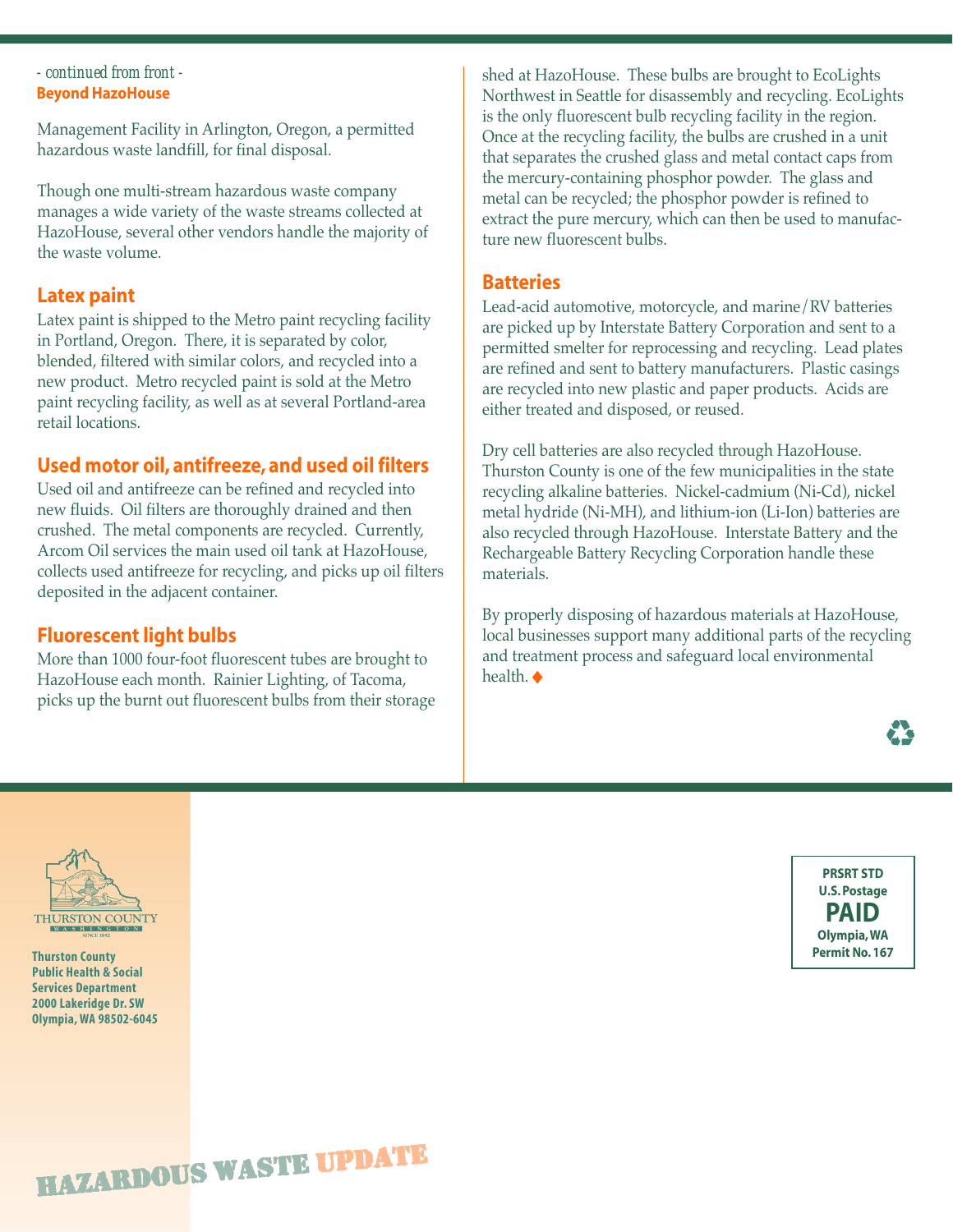*- continued from front -*
**Beyond HazoHouse**

Management Facility in Arlington, Oregon, a permitted hazardous waste landfill, for final disposal.

Though one multi-stream hazardous waste company manages a wide variety of the waste streams collected at HazoHouse, several other vendors handle the majority of the waste volume.

## Latex paint

Latex paint is shipped to the Metro paint recycling facility in Portland, Oregon. There, it is separated by color, blended, filtered with similar colors, and recycled into a new product. Metro recycled paint is sold at the Metro paint recycling facility, as well as at several Portland-area retail locations.

## Used motor oil, antifreeze, and used oil filters

Used oil and antifreeze can be refined and recycled into new fluids. Oil filters are thoroughly drained and then crushed. The metal components are recycled. Currently, Arcom Oil services the main used oil tank at HazoHouse, collects used antifreeze for recycling, and picks up oil filters deposited in the adjacent container.

## Fluorescent light bulbs

More than 1000 four-foot fluorescent tubes are brought to HazoHouse each month. Rainier Lighting, of Tacoma, picks up the burnt out fluorescent bulbs from their storage shed at HazoHouse. These bulbs are brought to EcoLights Northwest in Seattle for disassembly and recycling. EcoLights is the only fluorescent bulb recycling facility in the region. Once at the recycling facility, the bulbs are crushed in a unit that separates the crushed glass and metal contact caps from the mercury-containing phosphor powder. The glass and metal can be recycled; the phosphor powder is refined to extract the pure mercury, which can then be used to manufacture new fluorescent bulbs.

## Batteries

Lead-acid automotive, motorcycle, and marine/RV batteries are picked up by Interstate Battery Corporation and sent to a permitted smelter for reprocessing and recycling. Lead plates are refined and sent to battery manufacturers. Plastic casings are recycled into new plastic and paper products. Acids are either treated and disposed, or reused.

Dry cell batteries are also recycled through HazoHouse. Thurston County is one of the few municipalities in the state recycling alkaline batteries. Nickel-cadmium (Ni-Cd), nickel metal hydride (Ni-MH), and lithium-ion (Li-Ion) batteries are also recycled through HazoHouse. Interstate Battery and the Rechargeable Battery Recycling Corporation handle these materials.

By properly disposing of hazardous materials at HazoHouse, local businesses support many additional parts of the recycling and treatment process and safeguard local environmental health. ♦

THURSTON COUNTY
WASHINGTON
SINCE 1852

**Thurston County**
**Public Health & Social Services Department**
**2000 Lakeridge Dr. SW**
**Olympia, WA 98502-6045**

**PRSRT STD**
**U.S. Postage**
**PAID**
**Olympia, WA**
**Permit No. 167**

HAZARDOUS WASTE UPDATE